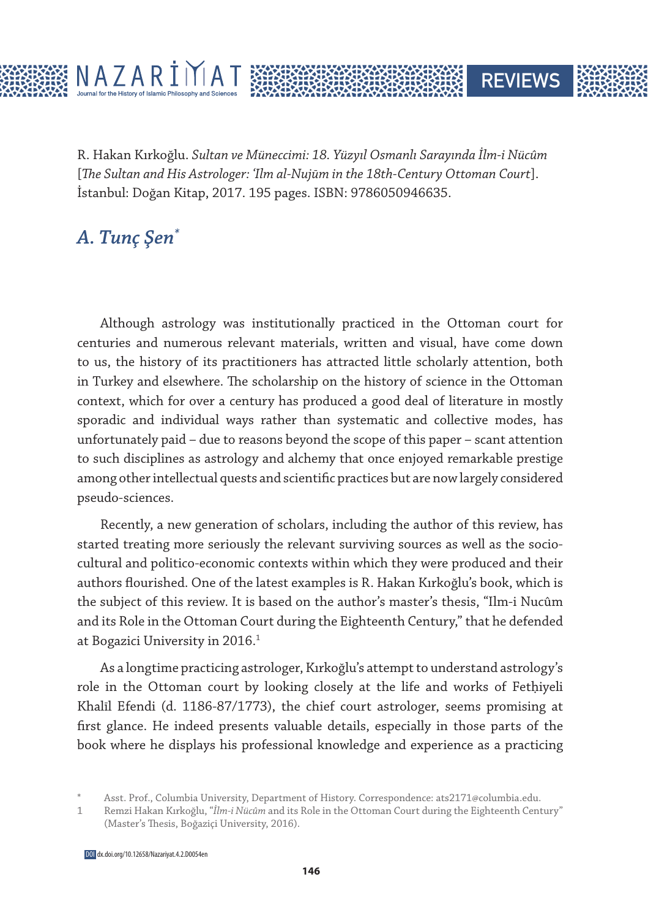R. Hakan Kırkoğlu. *Sultan ve Müneccimi: 18. Yüzyıl Osmanlı Sarayında İlm-i Nücûm* [*The Sultan and His Astrologer: ʿIlm al-Nujūm in the 18th-Century Ottoman Court*]. İstanbul: Doğan Kitap, 2017. 195 pages. ISBN: 9786050946635.

## *A. Tunç Şen*[*]

Although astrology was institutionally practiced in the Ottoman court for centuries and numerous relevant materials, written and visual, have come down to us, the history of its practitioners has attracted little scholarly attention, both in Turkey and elsewhere. The scholarship on the history of science in the Ottoman context, which for over a century has produced a good deal of literature in mostly sporadic and individual ways rather than systematic and collective modes, has unfortunately paid – due to reasons beyond the scope of this paper – scant attention to such disciplines as astrology and alchemy that once enjoyed remarkable prestige among other intellectual quests and scientific practices but are now largely considered pseudo-sciences.

Recently, a new generation of scholars, including the author of this review, has started treating more seriously the relevant surviving sources as well as the socio-cultural and politico-economic contexts within which they were produced and their authors flourished. One of the latest examples is R. Hakan Kırkoğlu's book, which is the subject of this review. It is based on the author's master's thesis, "Ilm-i Nucûm and its Role in the Ottoman Court during the Eighteenth Century," that he defended at Bogazici University in 2016.[1]

As a longtime practicing astrologer, Kırkoğlu's attempt to understand astrology's role in the Ottoman court by looking closely at the life and works of Fetḥiyeli Khalīl Efendi (d. 1186-87/1773), the chief court astrologer, seems promising at first glance. He indeed presents valuable details, especially in those parts of the book where he displays his professional knowledge and experience as a practicing

---

[*] Asst. Prof., Columbia University, Department of History. Correspondence: ats2171@columbia.edu.

[1] Remzi Hakan Kırkoğlu, "*İlm-i Nücûm* and its Role in the Ottoman Court during the Eighteenth Century" (Master's Thesis, Boğaziçi University, 2016).

DOI dx.doi.org/10.12658/Nazariyat.4.2.D0054en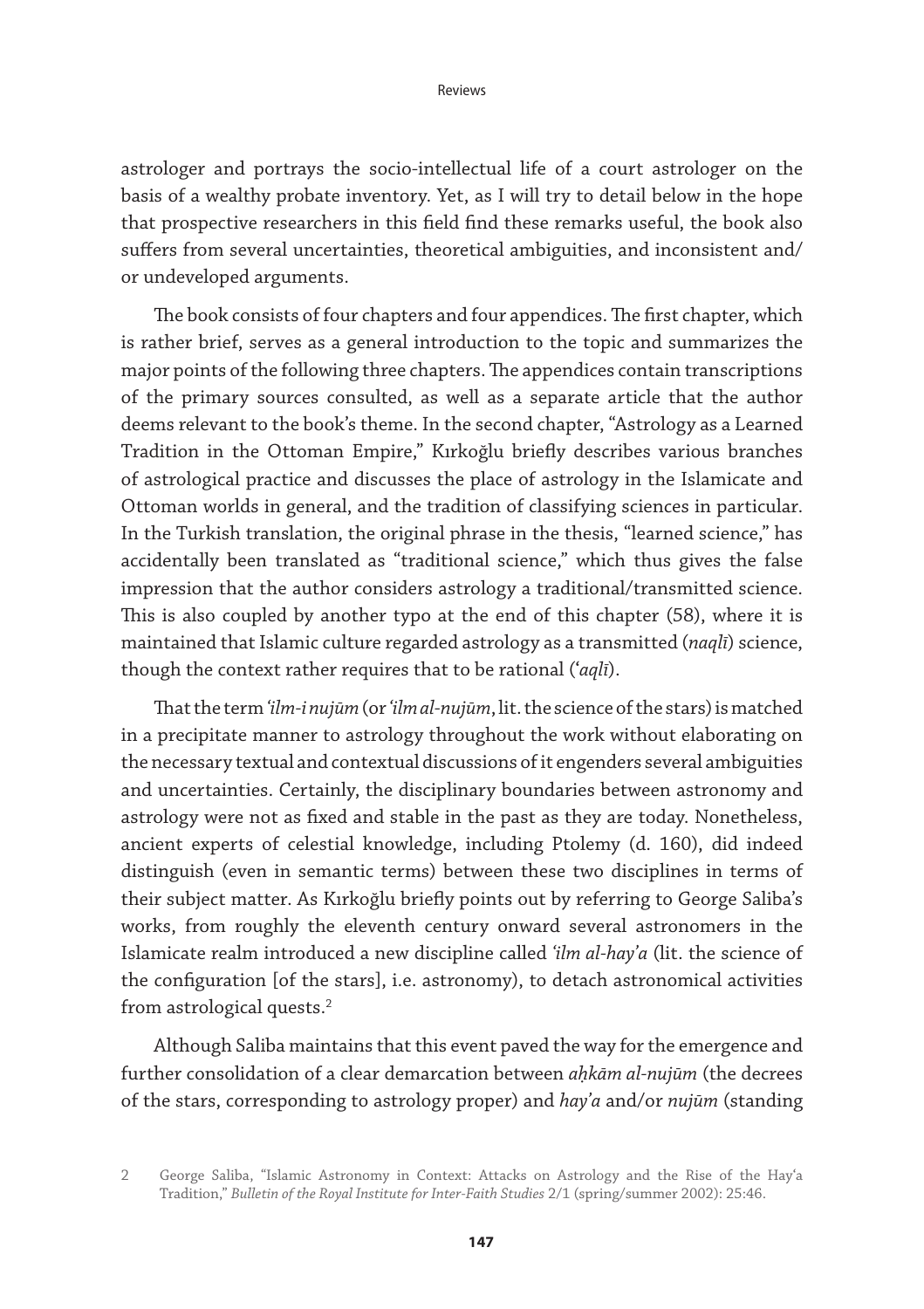astrologer and portrays the socio-intellectual life of a court astrologer on the basis of a wealthy probate inventory. Yet, as I will try to detail below in the hope that prospective researchers in this field find these remarks useful, the book also suffers from several uncertainties, theoretical ambiguities, and inconsistent and/or undeveloped arguments.

The book consists of four chapters and four appendices. The first chapter, which is rather brief, serves as a general introduction to the topic and summarizes the major points of the following three chapters. The appendices contain transcriptions of the primary sources consulted, as well as a separate article that the author deems relevant to the book's theme. In the second chapter, "Astrology as a Learned Tradition in the Ottoman Empire," Kırkoğlu briefly describes various branches of astrological practice and discusses the place of astrology in the Islamicate and Ottoman worlds in general, and the tradition of classifying sciences in particular. In the Turkish translation, the original phrase in the thesis, "learned science," has accidentally been translated as "traditional science," which thus gives the false impression that the author considers astrology a traditional/transmitted science. This is also coupled by another typo at the end of this chapter (58), where it is maintained that Islamic culture regarded astrology as a transmitted (*naqlī*) science, though the context rather requires that to be rational (*ʿaqlī*).

That the term *ʿilm-i nujūm* (or *ʿilm al-nujūm*, lit. the science of the stars) is matched in a precipitate manner to astrology throughout the work without elaborating on the necessary textual and contextual discussions of it engenders several ambiguities and uncertainties. Certainly, the disciplinary boundaries between astronomy and astrology were not as fixed and stable in the past as they are today. Nonetheless, ancient experts of celestial knowledge, including Ptolemy (d. 160), did indeed distinguish (even in semantic terms) between these two disciplines in terms of their subject matter. As Kırkoğlu briefly points out by referring to George Saliba's works, from roughly the eleventh century onward several astronomers in the Islamicate realm introduced a new discipline called *ʿilm al-hayʾa* (lit. the science of the configuration [of the stars], i.e. astronomy), to detach astronomical activities from astrological quests.[2]

Although Saliba maintains that this event paved the way for the emergence and further consolidation of a clear demarcation between *aḥkām al-nujūm* (the decrees of the stars, corresponding to astrology proper) and *hayʾa* and/or *nujūm* (standing

2 George Saliba, "Islamic Astronomy in Context: Attacks on Astrology and the Rise of the Hayʿa Tradition," *Bulletin of the Royal Institute for Inter-Faith Studies* 2/1 (spring/summer 2002): 25:46.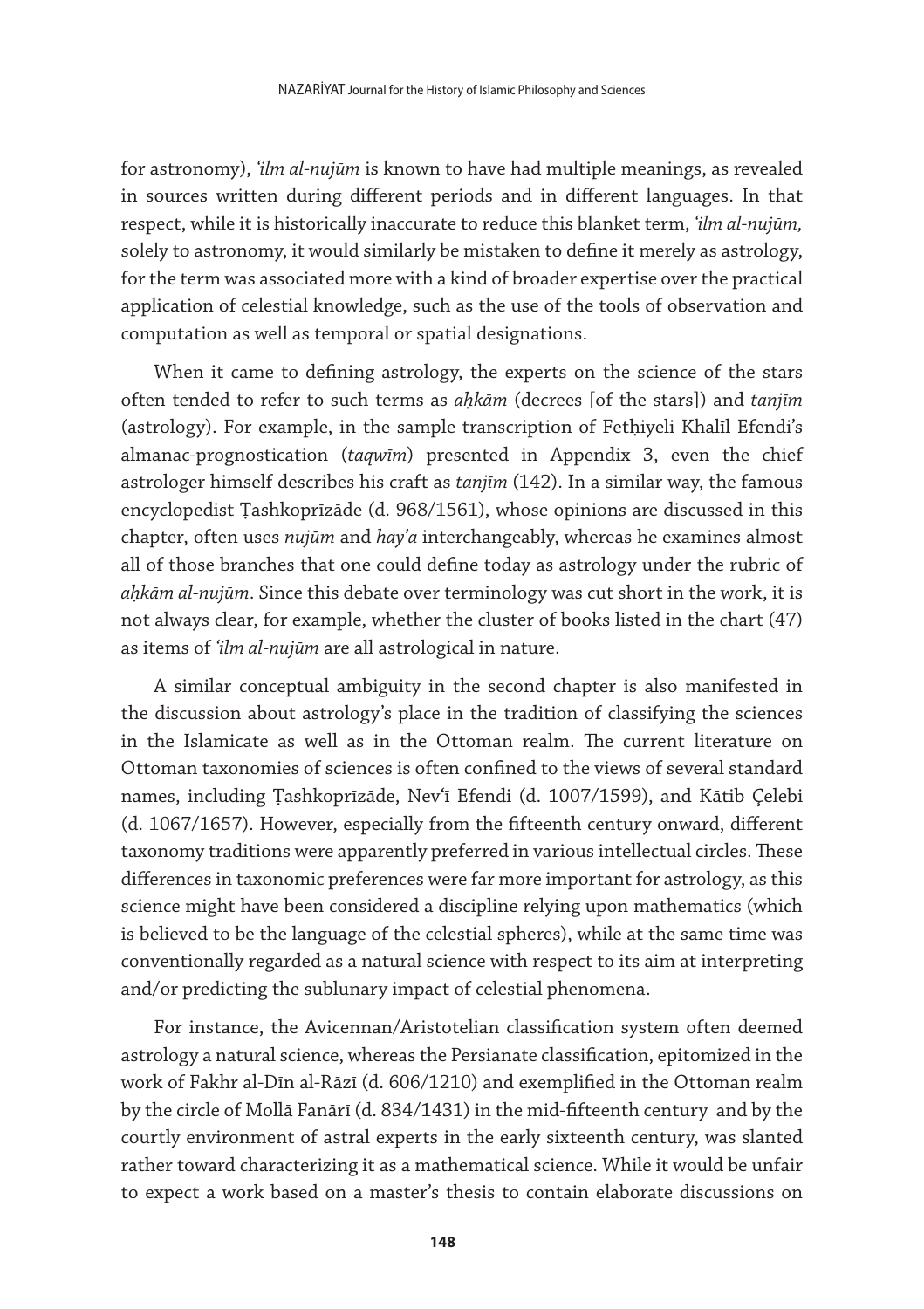for astronomy), *ʿilm al-nujūm* is known to have had multiple meanings, as revealed in sources written during different periods and in different languages. In that respect, while it is historically inaccurate to reduce this blanket term, *ʿilm al-nujūm,* solely to astronomy, it would similarly be mistaken to define it merely as astrology, for the term was associated more with a kind of broader expertise over the practical application of celestial knowledge, such as the use of the tools of observation and computation as well as temporal or spatial designations.

When it came to defining astrology, the experts on the science of the stars often tended to refer to such terms as *aḥkām* (decrees [of the stars]) and *tanjīm* (astrology). For example, in the sample transcription of Fetḥiyeli Khalīl Efendi's almanac-prognostication (*taqwīm*) presented in Appendix 3, even the chief astrologer himself describes his craft as *tanjīm* (142). In a similar way, the famous encyclopedist Ṭashkoprīzāde (d. 968/1561), whose opinions are discussed in this chapter, often uses *nujūm* and *hay'a* interchangeably, whereas he examines almost all of those branches that one could define today as astrology under the rubric of *aḥkām al-nujūm*. Since this debate over terminology was cut short in the work, it is not always clear, for example, whether the cluster of books listed in the chart (47) as items of *ʿilm al-nujūm* are all astrological in nature.

A similar conceptual ambiguity in the second chapter is also manifested in the discussion about astrology's place in the tradition of classifying the sciences in the Islamicate as well as in the Ottoman realm. The current literature on Ottoman taxonomies of sciences is often confined to the views of several standard names, including Ṭashkoprīzāde, Nevʿī Efendi (d. 1007/1599), and Kātib Çelebi (d. 1067/1657). However, especially from the fifteenth century onward, different taxonomy traditions were apparently preferred in various intellectual circles. These differences in taxonomic preferences were far more important for astrology, as this science might have been considered a discipline relying upon mathematics (which is believed to be the language of the celestial spheres), while at the same time was conventionally regarded as a natural science with respect to its aim at interpreting and/or predicting the sublunary impact of celestial phenomena.

For instance, the Avicennan/Aristotelian classification system often deemed astrology a natural science, whereas the Persianate classification, epitomized in the work of Fakhr al-Dīn al-Rāzī (d. 606/1210) and exemplified in the Ottoman realm by the circle of Mollā Fanārī (d. 834/1431) in the mid-fifteenth century and by the courtly environment of astral experts in the early sixteenth century, was slanted rather toward characterizing it as a mathematical science. While it would be unfair to expect a work based on a master's thesis to contain elaborate discussions on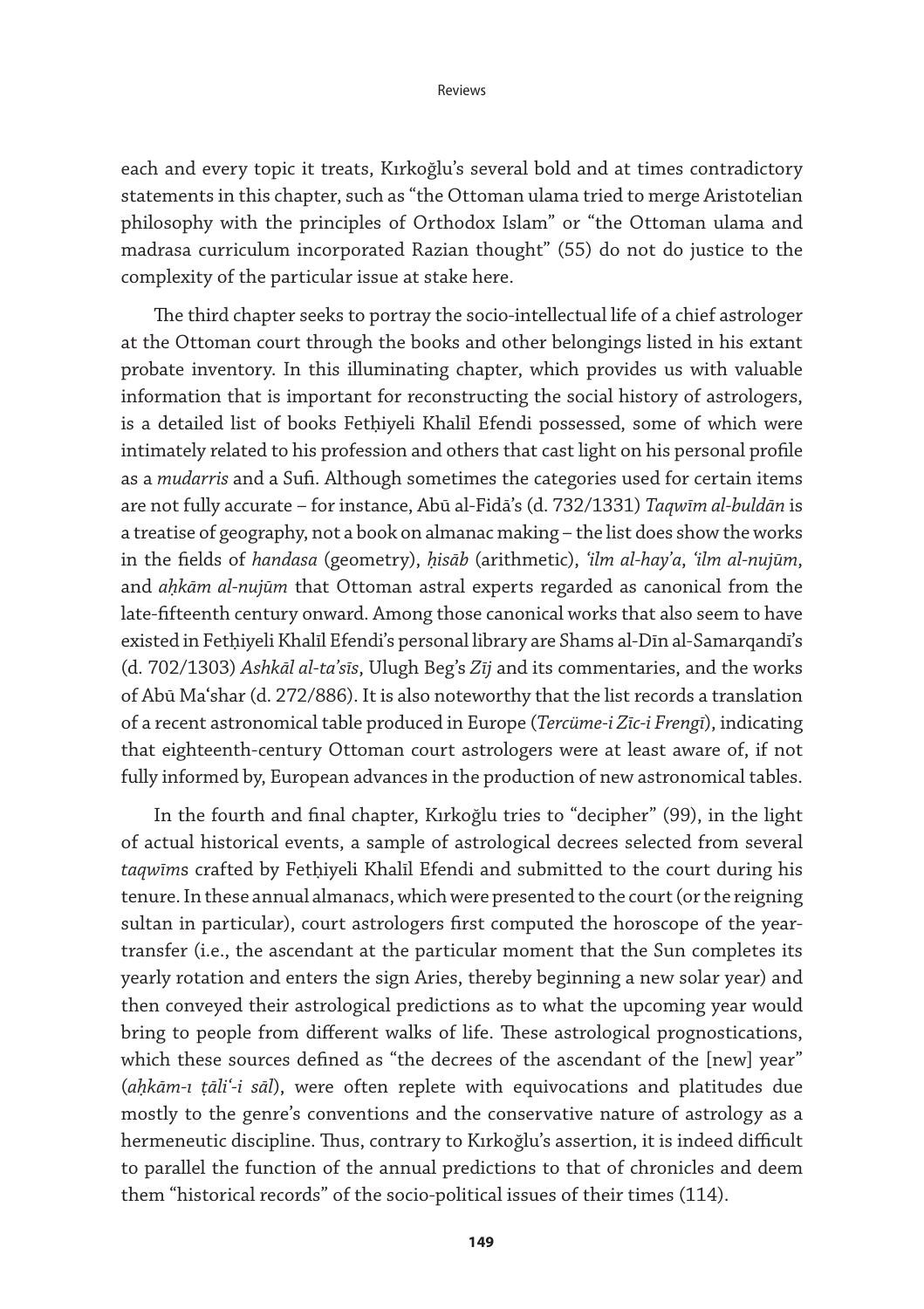each and every topic it treats, Kırkoğlu's several bold and at times contradictory statements in this chapter, such as "the Ottoman ulama tried to merge Aristotelian philosophy with the principles of Orthodox Islam" or "the Ottoman ulama and madrasa curriculum incorporated Razian thought" (55) do not do justice to the complexity of the particular issue at stake here.

The third chapter seeks to portray the socio-intellectual life of a chief astrologer at the Ottoman court through the books and other belongings listed in his extant probate inventory. In this illuminating chapter, which provides us with valuable information that is important for reconstructing the social history of astrologers, is a detailed list of books Fetḥiyeli Khalīl Efendi possessed, some of which were intimately related to his profession and others that cast light on his personal profile as a *mudarris* and a Sufi. Although sometimes the categories used for certain items are not fully accurate – for instance, Abū al-Fidā's (d. 732/1331) *Taqwīm al-buldān* is a treatise of geography, not a book on almanac making – the list does show the works in the fields of *handasa* (geometry), *ḥisāb* (arithmetic), *'ilm al-hay'a*, *'ilm al-nujūm*, and *aḥkām al-nujūm* that Ottoman astral experts regarded as canonical from the late-fifteenth century onward. Among those canonical works that also seem to have existed in Fetḥiyeli Khalīl Efendi's personal library are Shams al-Dīn al-Samarqandī's (d. 702/1303) *Ashkāl al-ta'sīs*, Ulugh Beg's *Zīj* and its commentaries, and the works of Abū Ma'shar (d. 272/886). It is also noteworthy that the list records a translation of a recent astronomical table produced in Europe (*Tercüme-i Zīc-i Frengī*), indicating that eighteenth-century Ottoman court astrologers were at least aware of, if not fully informed by, European advances in the production of new astronomical tables.

In the fourth and final chapter, Kırkoğlu tries to "decipher" (99), in the light of actual historical events, a sample of astrological decrees selected from several *taqwīms* crafted by Fetḥiyeli Khalīl Efendi and submitted to the court during his tenure. In these annual almanacs, which were presented to the court (or the reigning sultan in particular), court astrologers first computed the horoscope of the year-transfer (i.e., the ascendant at the particular moment that the Sun completes its yearly rotation and enters the sign Aries, thereby beginning a new solar year) and then conveyed their astrological predictions as to what the upcoming year would bring to people from different walks of life. These astrological prognostications, which these sources defined as "the decrees of the ascendant of the [new] year" (*aḥkām-ı ṭāli'-i sāl*), were often replete with equivocations and platitudes due mostly to the genre's conventions and the conservative nature of astrology as a hermeneutic discipline. Thus, contrary to Kırkoğlu's assertion, it is indeed difficult to parallel the function of the annual predictions to that of chronicles and deem them "historical records" of the socio-political issues of their times (114).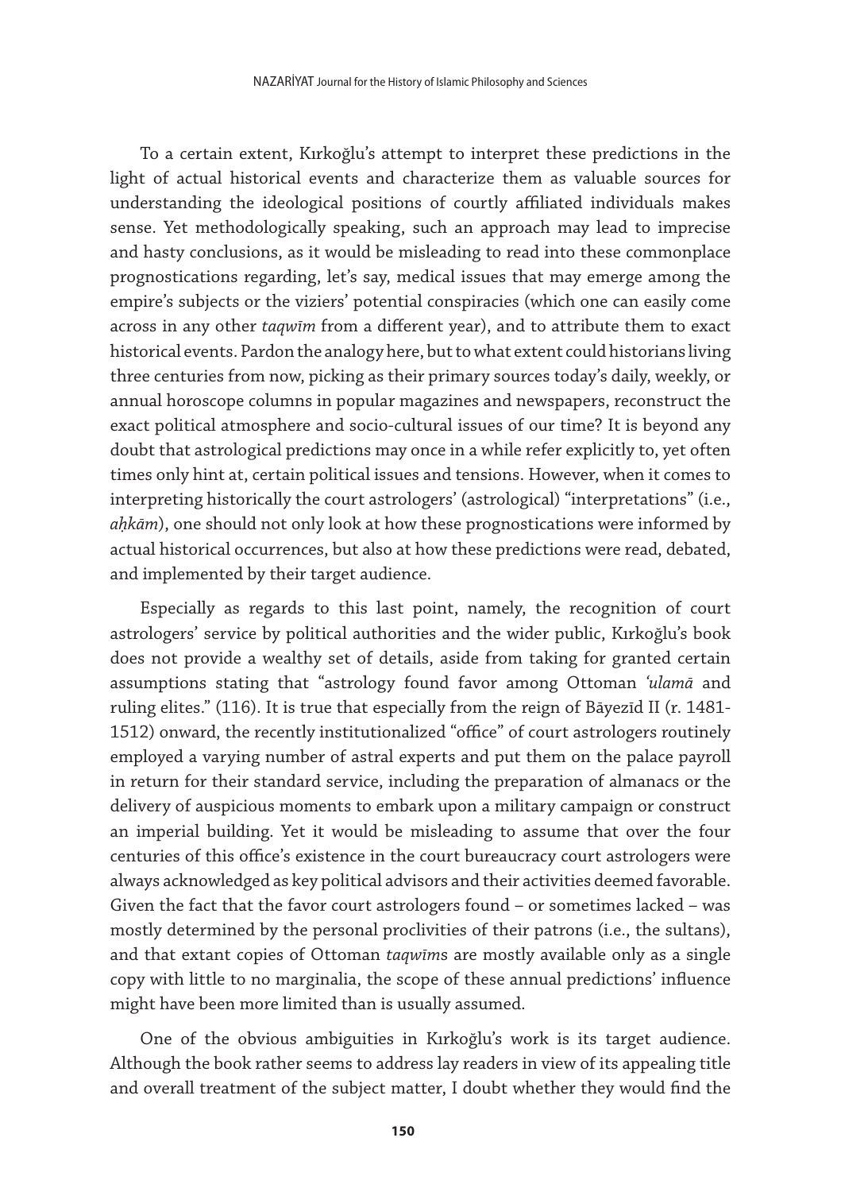To a certain extent, Kırkoğlu's attempt to interpret these predictions in the light of actual historical events and characterize them as valuable sources for understanding the ideological positions of courtly affiliated individuals makes sense. Yet methodologically speaking, such an approach may lead to imprecise and hasty conclusions, as it would be misleading to read into these commonplace prognostications regarding, let's say, medical issues that may emerge among the empire's subjects or the viziers' potential conspiracies (which one can easily come across in any other *taqwīm* from a different year), and to attribute them to exact historical events. Pardon the analogy here, but to what extent could historians living three centuries from now, picking as their primary sources today's daily, weekly, or annual horoscope columns in popular magazines and newspapers, reconstruct the exact political atmosphere and socio-cultural issues of our time? It is beyond any doubt that astrological predictions may once in a while refer explicitly to, yet often times only hint at, certain political issues and tensions. However, when it comes to interpreting historically the court astrologers' (astrological) "interpretations" (i.e., *aḥkām*), one should not only look at how these prognostications were informed by actual historical occurrences, but also at how these predictions were read, debated, and implemented by their target audience.

Especially as regards to this last point, namely, the recognition of court astrologers' service by political authorities and the wider public, Kırkoğlu's book does not provide a wealthy set of details, aside from taking for granted certain assumptions stating that "astrology found favor among Ottoman *'ulamā* and ruling elites." (116). It is true that especially from the reign of Bāyezīd II (r. 1481-1512) onward, the recently institutionalized "office" of court astrologers routinely employed a varying number of astral experts and put them on the palace payroll in return for their standard service, including the preparation of almanacs or the delivery of auspicious moments to embark upon a military campaign or construct an imperial building. Yet it would be misleading to assume that over the four centuries of this office's existence in the court bureaucracy court astrologers were always acknowledged as key political advisors and their activities deemed favorable. Given the fact that the favor court astrologers found – or sometimes lacked – was mostly determined by the personal proclivities of their patrons (i.e., the sultans), and that extant copies of Ottoman *taqwīm*s are mostly available only as a single copy with little to no marginalia, the scope of these annual predictions' influence might have been more limited than is usually assumed.

One of the obvious ambiguities in Kırkoğlu's work is its target audience. Although the book rather seems to address lay readers in view of its appealing title and overall treatment of the subject matter, I doubt whether they would find the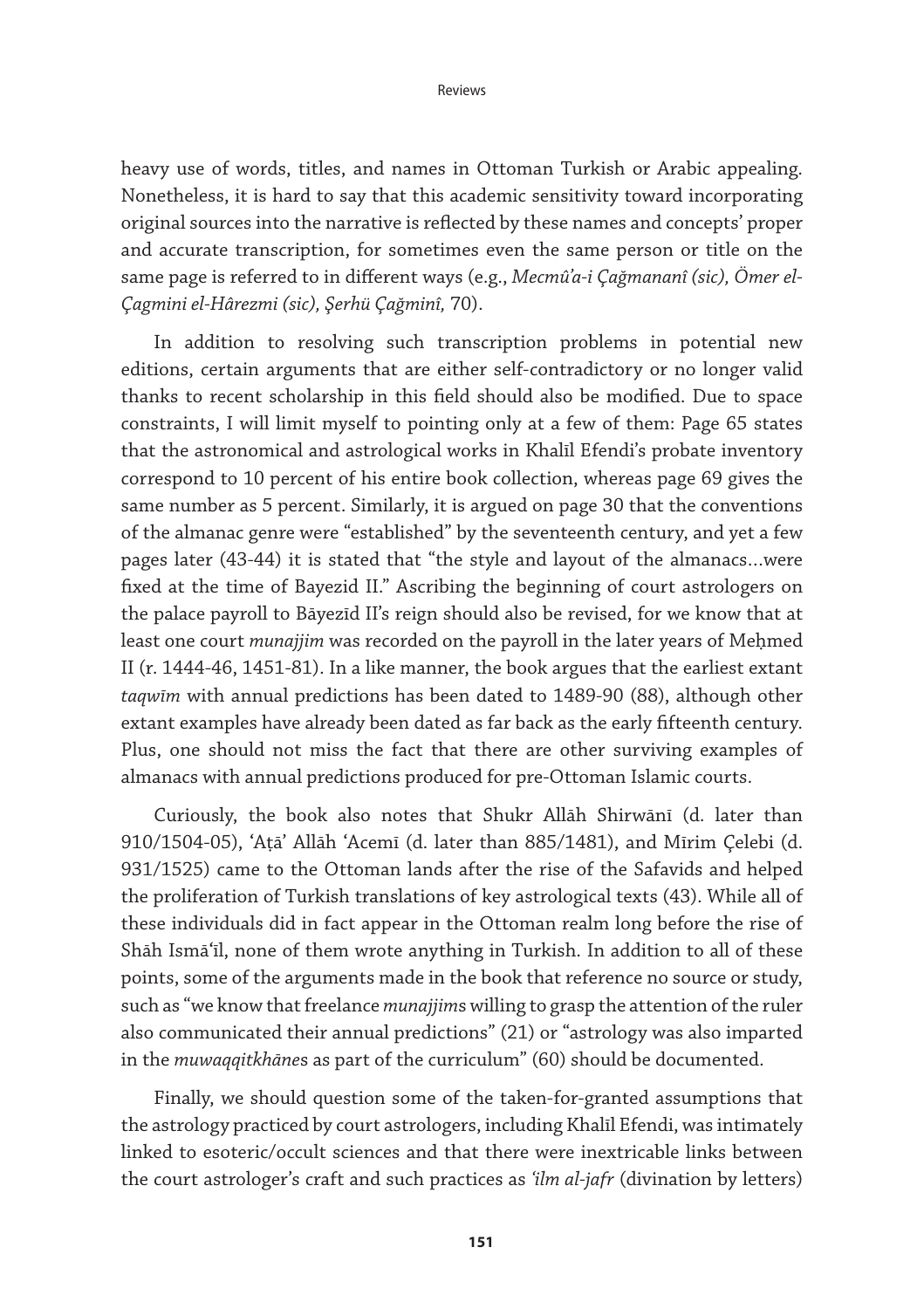heavy use of words, titles, and names in Ottoman Turkish or Arabic appealing. Nonetheless, it is hard to say that this academic sensitivity toward incorporating original sources into the narrative is reflected by these names and concepts' proper and accurate transcription, for sometimes even the same person or title on the same page is referred to in different ways (e.g., *Mecmû'a-i Çağmananî (sic), Ömer el-Çagmini el-Hârezmi (sic), Şerhü Çağminî,* 70).

In addition to resolving such transcription problems in potential new editions, certain arguments that are either self-contradictory or no longer valid thanks to recent scholarship in this field should also be modified. Due to space constraints, I will limit myself to pointing only at a few of them: Page 65 states that the astronomical and astrological works in Khalīl Efendi's probate inventory correspond to 10 percent of his entire book collection, whereas page 69 gives the same number as 5 percent. Similarly, it is argued on page 30 that the conventions of the almanac genre were "established" by the seventeenth century, and yet a few pages later (43-44) it is stated that "the style and layout of the almanacs...were fixed at the time of Bayezid II." Ascribing the beginning of court astrologers on the palace payroll to Bāyezīd II's reign should also be revised, for we know that at least one court *munajjim* was recorded on the payroll in the later years of Meḥmed II (r. 1444-46, 1451-81). In a like manner, the book argues that the earliest extant *taqwīm* with annual predictions has been dated to 1489-90 (88), although other extant examples have already been dated as far back as the early fifteenth century. Plus, one should not miss the fact that there are other surviving examples of almanacs with annual predictions produced for pre-Ottoman Islamic courts.

Curiously, the book also notes that Shukr Allāh Shirwānī (d. later than 910/1504-05), 'Aṭā' Allāh 'Acemī (d. later than 885/1481), and Mīrim Çelebi (d. 931/1525) came to the Ottoman lands after the rise of the Safavids and helped the proliferation of Turkish translations of key astrological texts (43). While all of these individuals did in fact appear in the Ottoman realm long before the rise of Shāh Ismā'īl, none of them wrote anything in Turkish. In addition to all of these points, some of the arguments made in the book that reference no source or study, such as "we know that freelance *munajjims* willing to grasp the attention of the ruler also communicated their annual predictions" (21) or "astrology was also imparted in the *muwaqqitkhānes* as part of the curriculum" (60) should be documented.

Finally, we should question some of the taken-for-granted assumptions that the astrology practiced by court astrologers, including Khalīl Efendi, was intimately linked to esoteric/occult sciences and that there were inextricable links between the court astrologer's craft and such practices as *'ilm al-jafr* (divination by letters)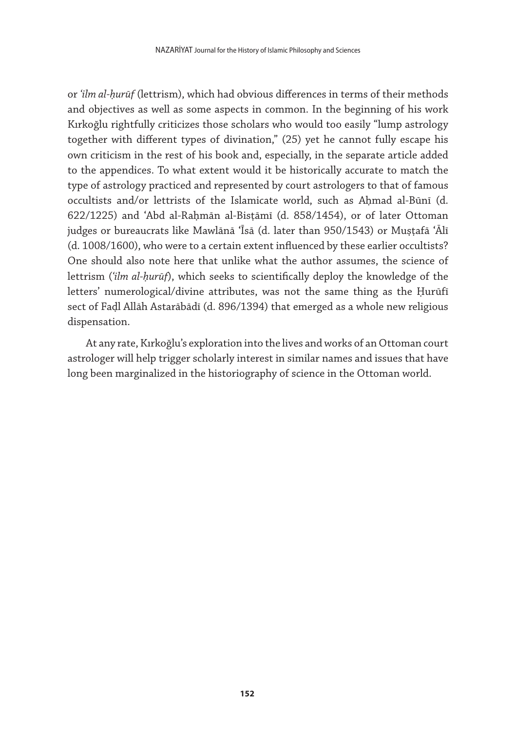or *ʿilm al-ḥurūf* (lettrism), which had obvious differences in terms of their methods and objectives as well as some aspects in common. In the beginning of his work Kırkoğlu rightfully criticizes those scholars who would too easily "lump astrology together with different types of divination," (25) yet he cannot fully escape his own criticism in the rest of his book and, especially, in the separate article added to the appendices. To what extent would it be historically accurate to match the type of astrology practiced and represented by court astrologers to that of famous occultists and/or lettrists of the Islamicate world, such as Aḥmad al-Būnī (d. 622/1225) and ʿAbd al-Raḥmān al-Bisṭāmī (d. 858/1454), or of later Ottoman judges or bureaucrats like Mawlānā ʿĪsā (d. later than 950/1543) or Muṣṭafā ʿĀlī (d. 1008/1600), who were to a certain extent influenced by these earlier occultists? One should also note here that unlike what the author assumes, the science of lettrism (*ʿilm al-ḥurūf*), which seeks to scientifically deploy the knowledge of the letters' numerological/divine attributes, was not the same thing as the Ḥurūfī sect of Faḍl Allāh Astarābādī (d. 896/1394) that emerged as a whole new religious dispensation.

At any rate, Kırkoğlu's exploration into the lives and works of an Ottoman court astrologer will help trigger scholarly interest in similar names and issues that have long been marginalized in the historiography of science in the Ottoman world.